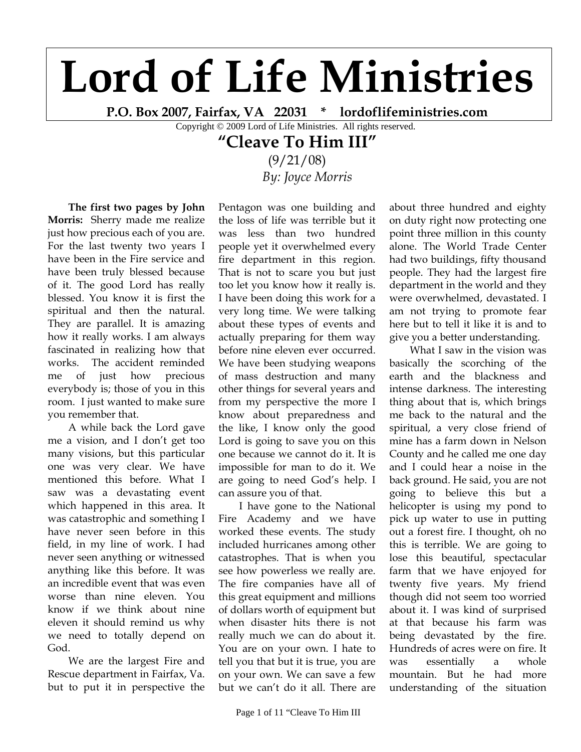# Lord of Life Ministries

**P.O. Box 2007, Fairfax, VA 22031 * lordoflifeministries.com**

Copyright © 2009 Lord of Life Ministries. All rights reserved.

## "Cleave To Him III"

(9/21/08)

*By: Joyce Morris*

**The first two pages by John Morris:** Sherry made me realize just how precious each of you are. For the last twenty two years I have been in the Fire service and have been truly blessed because of it. The good Lord has really blessed. You know it is first the spiritual and then the natural. They are parallel. It is amazing how it really works. I am always fascinated in realizing how that works. The accident reminded me of just how precious everybody is; those of you in this room. I just wanted to make sure you remember that.

A while back the Lord gave me a vision, and I don't get too many visions, but this particular one was very clear. We have mentioned this before. What I saw was a devastating event which happened in this area. It was catastrophic and something I have never seen before in this field, in my line of work. I had never seen anything or witnessed anything like this before. It was an incredible event that was even worse than nine eleven. You know if we think about nine eleven it should remind us why we need to totally depend on God.

We are the largest Fire and Rescue department in Fairfax, Va. but to put it in perspective the Pentagon was one building and the loss of life was terrible but it was less than two hundred people yet it overwhelmed every fire department in this region. That is not to scare you but just too let you know how it really is. I have been doing this work for a very long time. We were talking about these types of events and actually preparing for them way before nine eleven ever occurred. We have been studying weapons of mass destruction and many other things for several years and from my perspective the more I know about preparedness and the like, I know only the good Lord is going to save you on this one because we cannot do it. It is impossible for man to do it. We are going to need God's help. I can assure you of that.

I have gone to the National Fire Academy and we have worked these events. The study included hurricanes among other catastrophes. That is when you see how powerless we really are. The fire companies have all of this great equipment and millions of dollars worth of equipment but when disaster hits there is not really much we can do about it. You are on your own. I hate to tell you that but it is true, you are on your own. We can save a few but we can't do it all. There are about three hundred and eighty on duty right now protecting one point three million in this county alone. The World Trade Center had two buildings, fifty thousand people. They had the largest fire department in the world and they were overwhelmed, devastated. I am not trying to promote fear here but to tell it like it is and to give you a better understanding.

What I saw in the vision was basically the scorching of the earth and the blackness and intense darkness. The interesting thing about that is, which brings me back to the natural and the spiritual, a very close friend of mine has a farm down in Nelson County and he called me one day and I could hear a noise in the back ground. He said, you are not going to believe this but a helicopter is using my pond to pick up water to use in putting out a forest fire. I thought, oh no this is terrible. We are going to lose this beautiful, spectacular farm that we have enjoyed for twenty five years. My friend though did not seem too worried about it. I was kind of surprised at that because his farm was being devastated by the fire. Hundreds of acres were on fire. It was essentially a whole mountain. But he had more understanding of the situation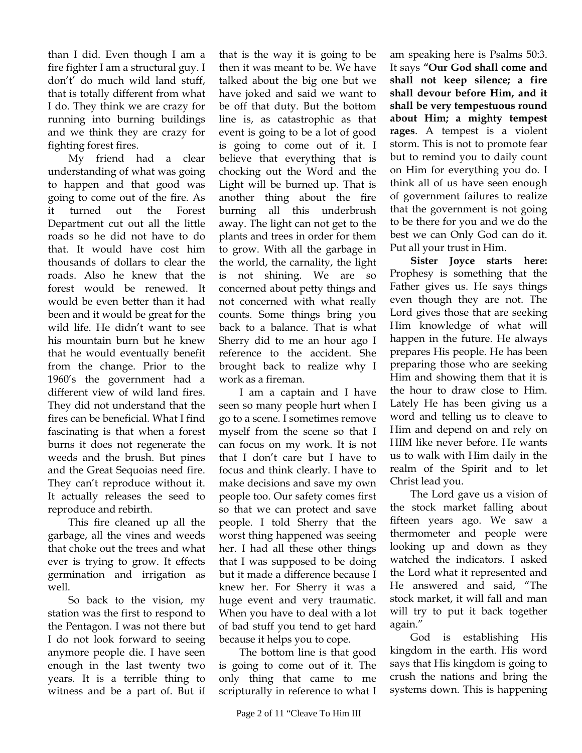than I did. Even though I am a fire fighter I am a structural guy. I don't' do much wild land stuff, that is totally different from what I do. They think we are crazy for running into burning buildings and we think they are crazy for fighting forest fires.

My friend had a clear understanding of what was going to happen and that good was going to come out of the fire. As it turned out the Forest Department cut out all the little roads so he did not have to do that. It would have cost him thousands of dollars to clear the roads. Also he knew that the forest would be renewed. It would be even better than it had been and it would be great for the wild life. He didn't want to see his mountain burn but he knew that he would eventually benefit from the change. Prior to the 1960's the government had a different view of wild land fires. They did not understand that the fires can be beneficial. What I find fascinating is that when a forest burns it does not regenerate the weeds and the brush. But pines and the Great Sequoias need fire. They can't reproduce without it. It actually releases the seed to reproduce and rebirth.

This fire cleaned up all the garbage, all the vines and weeds that choke out the trees and what ever is trying to grow. It effects germination and irrigation as well.

So back to the vision, my station was the first to respond to the Pentagon. I was not there but I do not look forward to seeing anymore people die. I have seen enough in the last twenty two years. It is a terrible thing to witness and be a part of. But if that is the way it is going to be then it was meant to be. We have talked about the big one but we have joked and said we want to be off that duty. But the bottom line is, as catastrophic as that event is going to be a lot of good is going to come out of it. I believe that everything that is chocking out the Word and the Light will be burned up. That is another thing about the fire burning all this underbrush away. The light can not get to the plants and trees in order for them to grow. With all the garbage in the world, the carnality, the light is not shining. We are so concerned about petty things and not concerned with what really counts. Some things bring you back to a balance. That is what Sherry did to me an hour ago I reference to the accident. She brought back to realize why I work as a fireman.

I am a captain and I have seen so many people hurt when I go to a scene. I sometimes remove myself from the scene so that I can focus on my work. It is not that I don't care but I have to focus and think clearly. I have to make decisions and save my own people too. Our safety comes first so that we can protect and save people. I told Sherry that the worst thing happened was seeing her. I had all these other things that I was supposed to be doing but it made a difference because I knew her. For Sherry it was a huge event and very traumatic. When you have to deal with a lot of bad stuff you tend to get hard because it helps you to cope.

The bottom line is that good is going to come out of it. The only thing that came to me scripturally in reference to what I am speaking here is Psalms 50:3. It says **"Our God shall come and shall not keep silence; a fire shall devour before Him, and it shall be very tempestuous round about Him; a mighty tempest rages**. A tempest is a violent storm. This is not to promote fear but to remind you to daily count on Him for everything you do. I think all of us have seen enough of government failures to realize that the government is not going to be there for you and we do the best we can Only God can do it. Put all your trust in Him.

**Sister Joyce starts here:** Prophesy is something that the Father gives us. He says things even though they are not. The Lord gives those that are seeking Him knowledge of what will happen in the future. He always prepares His people. He has been preparing those who are seeking Him and showing them that it is the hour to draw close to Him. Lately He has been giving us a word and telling us to cleave to Him and depend on and rely on HIM like never before. He wants us to walk with Him daily in the realm of the Spirit and to let Christ lead you.

The Lord gave us a vision of the stock market falling about fifteen years ago. We saw a thermometer and people were looking up and down as they watched the indicators. I asked the Lord what it represented and He answered and said, "The stock market, it will fall and man will try to put it back together again."

God is establishing His kingdom in the earth. His word says that His kingdom is going to crush the nations and bring the systems down. This is happening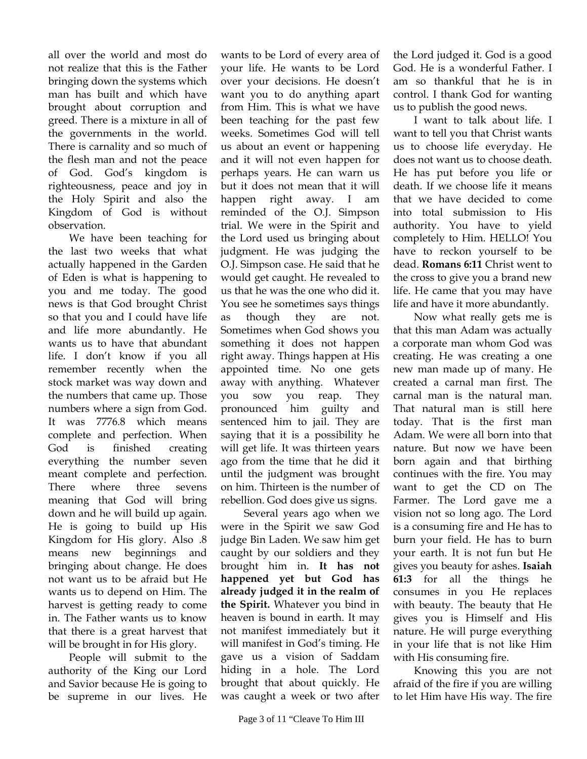all over the world and most do not realize that this is the Father bringing down the systems which man has built and which have brought about corruption and greed. There is a mixture in all of the governments in the world. There is carnality and so much of the flesh man and not the peace of God. God's kingdom is righteousness, peace and joy in the Holy Spirit and also the Kingdom of God is without observation.

We have been teaching for the last two weeks that what actually happened in the Garden of Eden is what is happening to you and me today. The good news is that God brought Christ so that you and I could have life and life more abundantly. He wants us to have that abundant life. I don't know if you all remember recently when the stock market was way down and the numbers that came up. Those numbers where a sign from God. It was 7776.8 which means complete and perfection. When God is finished creating everything the number seven meant complete and perfection. There where three sevens meaning that God will bring down and he will build up again. He is going to build up His Kingdom for His glory. Also .8 means new beginnings and bringing about change. He does not want us to be afraid but He wants us to depend on Him. The harvest is getting ready to come in. The Father wants us to know that there is a great harvest that will be brought in for His glory.

People will submit to the authority of the King our Lord and Savior because He is going to be supreme in our lives. He wants to be Lord of every area of your life. He wants to be Lord over your decisions. He doesn't want you to do anything apart from Him. This is what we have been teaching for the past few weeks. Sometimes God will tell us about an event or happening and it will not even happen for perhaps years. He can warn us but it does not mean that it will happen right away. I am reminded of the O.J. Simpson trial. We were in the Spirit and the Lord used us bringing about judgment. He was judging the O.J. Simpson case. He said that he would get caught. He revealed to us that he was the one who did it. You see he sometimes says things as though they are not. Sometimes when God shows you something it does not happen right away. Things happen at His appointed time. No one gets away with anything. Whatever you sow you reap. They pronounced him guilty and sentenced him to jail. They are saying that it is a possibility he will get life. It was thirteen years ago from the time that he did it until the judgment was brought on him. Thirteen is the number of rebellion. God does give us signs.

Several years ago when we were in the Spirit we saw God judge Bin Laden. We saw him get caught by our soldiers and they brought him in. **It has not happened yet but God has already judged it in the realm of the Spirit.** Whatever you bind in heaven is bound in earth. It may not manifest immediately but it will manifest in God's timing. He gave us a vision of Saddam hiding in a hole. The Lord brought that about quickly. He was caught a week or two after the Lord judged it. God is a good God. He is a wonderful Father. I am so thankful that he is in control. I thank God for wanting us to publish the good news.

I want to talk about life. I want to tell you that Christ wants us to choose life everyday. He does not want us to choose death. He has put before you life or death. If we choose life it means that we have decided to come into total submission to His authority. You have to yield completely to Him. HELLO! You have to reckon yourself to be dead. **Romans 6:11** Christ went to the cross to give you a brand new life. He came that you may have life and have it more abundantly.

Now what really gets me is that this man Adam was actually a corporate man whom God was creating. He was creating a one new man made up of many. He created a carnal man first. The carnal man is the natural man. That natural man is still here today. That is the first man Adam. We were all born into that nature. But now we have been born again and that birthing continues with the fire. You may want to get the CD on The Farmer. The Lord gave me a vision not so long ago. The Lord is a consuming fire and He has to burn your field. He has to burn your earth. It is not fun but He gives you beauty for ashes. **Isaiah 61:3** for all the things he consumes in you He replaces with beauty. The beauty that He gives you is Himself and His nature. He will purge everything in your life that is not like Him with His consuming fire.

Knowing this you are not afraid of the fire if you are willing to let Him have His way. The fire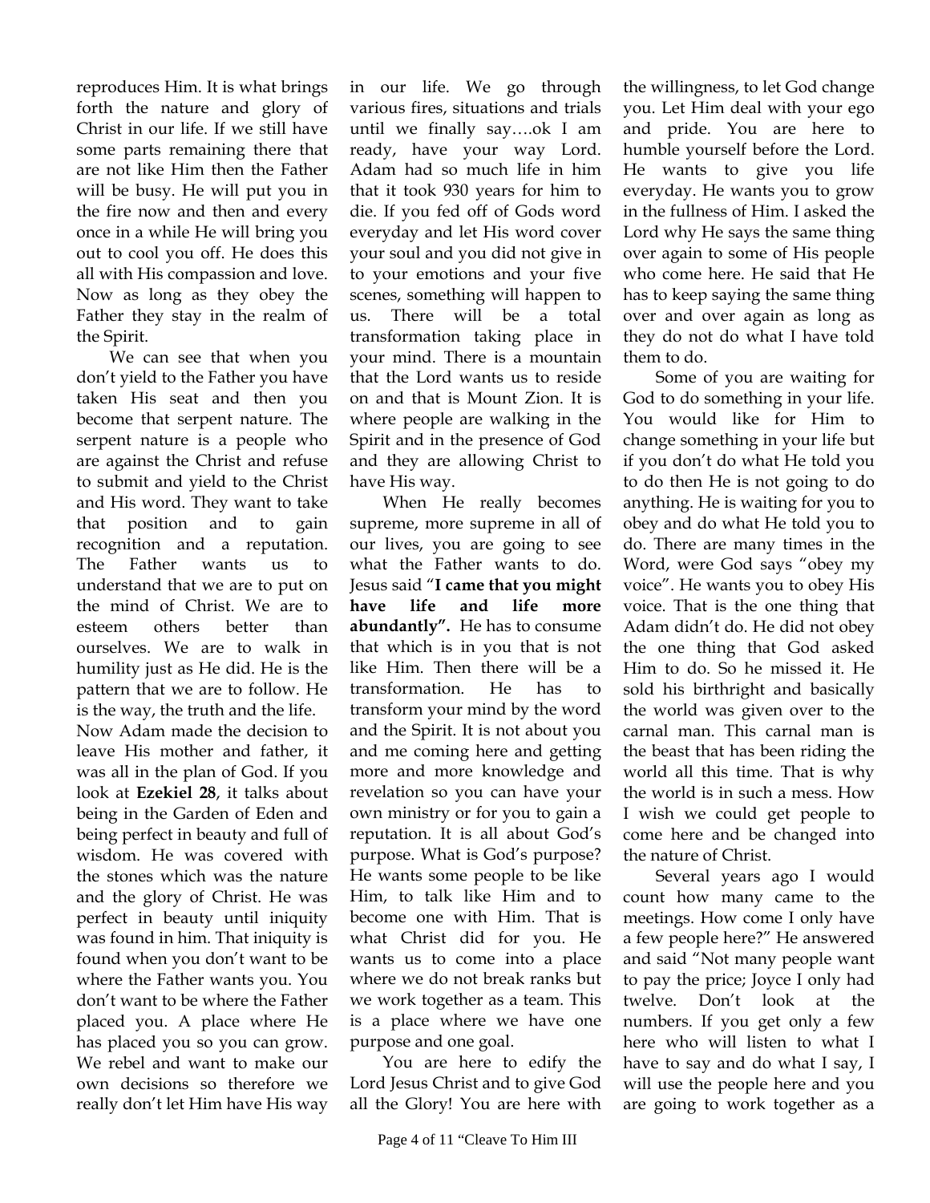reproduces Him. It is what brings forth the nature and glory of Christ in our life. If we still have some parts remaining there that are not like Him then the Father will be busy. He will put you in the fire now and then and every once in a while He will bring you out to cool you off. He does this all with His compassion and love. Now as long as they obey the Father they stay in the realm of the Spirit.

We can see that when you don't yield to the Father you have taken His seat and then you become that serpent nature. The serpent nature is a people who are against the Christ and refuse to submit and yield to the Christ and His word. They want to take that position and to gain recognition and a reputation. The Father wants us to understand that we are to put on the mind of Christ. We are to esteem others better than ourselves. We are to walk in humility just as He did. He is the pattern that we are to follow. He is the way, the truth and the life.

Now Adam made the decision to leave His mother and father, it was all in the plan of God. If you look at **Ezekiel 28**, it talks about being in the Garden of Eden and being perfect in beauty and full of wisdom. He was covered with the stones which was the nature and the glory of Christ. He was perfect in beauty until iniquity was found in him. That iniquity is found when you don't want to be where the Father wants you. You don't want to be where the Father placed you. A place where He has placed you so you can grow. We rebel and want to make our own decisions so therefore we really don't let Him have His way in our life. We go through various fires, situations and trials until we finally say….ok I am ready, have your way Lord. Adam had so much life in him that it took 930 years for him to die. If you fed off of Gods word everyday and let His word cover your soul and you did not give in to your emotions and your five scenes, something will happen to us. There will be a total transformation taking place in your mind. There is a mountain that the Lord wants us to reside on and that is Mount Zion. It is where people are walking in the Spirit and in the presence of God and they are allowing Christ to have His way.

When He really becomes supreme, more supreme in all of our lives, you are going to see what the Father wants to do. Jesus said "**I came that you might have life and life more abundantly".** He has to consume that which is in you that is not like Him. Then there will be a transformation. He has to transform your mind by the word and the Spirit. It is not about you and me coming here and getting more and more knowledge and revelation so you can have your own ministry or for you to gain a reputation. It is all about God's purpose. What is God's purpose? He wants some people to be like Him, to talk like Him and to become one with Him. That is what Christ did for you. He wants us to come into a place where we do not break ranks but we work together as a team. This is a place where we have one purpose and one goal.

You are here to edify the Lord Jesus Christ and to give God all the Glory! You are here with the willingness, to let God change you. Let Him deal with your ego and pride. You are here to humble yourself before the Lord. He wants to give you life everyday. He wants you to grow in the fullness of Him. I asked the Lord why He says the same thing over again to some of His people who come here. He said that He has to keep saying the same thing over and over again as long as they do not do what I have told them to do.

Some of you are waiting for God to do something in your life. You would like for Him to change something in your life but if you don't do what He told you to do then He is not going to do anything. He is waiting for you to obey and do what He told you to do. There are many times in the Word, were God says "obey my voice". He wants you to obey His voice. That is the one thing that Adam didn't do. He did not obey the one thing that God asked Him to do. So he missed it. He sold his birthright and basically the world was given over to the carnal man. This carnal man is the beast that has been riding the world all this time. That is why the world is in such a mess. How I wish we could get people to come here and be changed into the nature of Christ.

Several years ago I would count how many came to the meetings. How come I only have a few people here?" He answered and said "Not many people want to pay the price; Joyce I only had twelve. Don't look at the numbers. If you get only a few here who will listen to what I have to say and do what I say, I will use the people here and you are going to work together as a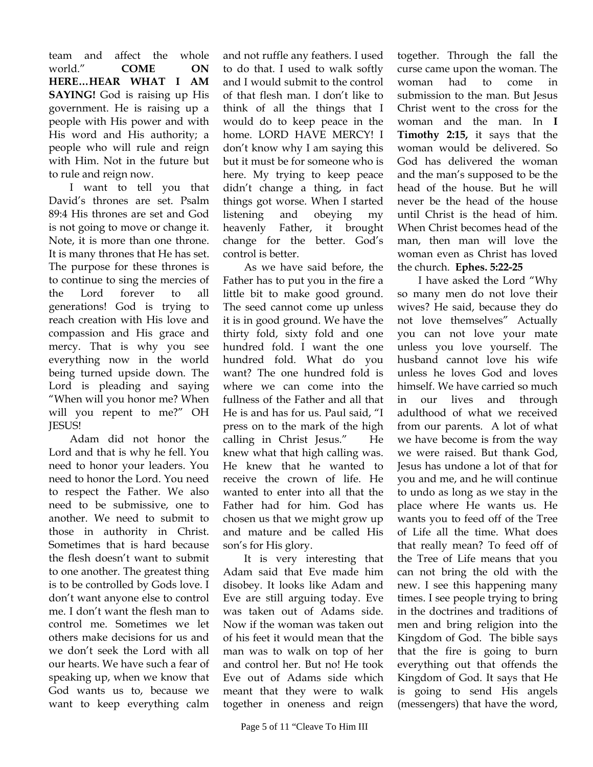team and affect the whole world." **COME ON HERE…HEAR WHAT I AM SAYING!** God is raising up His government. He is raising up a people with His power and with His word and His authority; a people who will rule and reign with Him. Not in the future but to rule and reign now.

I want to tell you that David's thrones are set. Psalm 89:4 His thrones are set and God is not going to move or change it. Note, it is more than one throne. It is many thrones that He has set. The purpose for these thrones is to continue to sing the mercies of the Lord forever to all generations! God is trying to reach creation with His love and compassion and His grace and mercy. That is why you see everything now in the world being turned upside down. The Lord is pleading and saying "When will you honor me? When will you repent to me?" OH JESUS!

Adam did not honor the Lord and that is why he fell. You need to honor your leaders. You need to honor the Lord. You need to respect the Father. We also need to be submissive, one to another. We need to submit to those in authority in Christ. Sometimes that is hard because the flesh doesn't want to submit to one another. The greatest thing is to be controlled by Gods love. I don't want anyone else to control me. I don't want the flesh man to control me. Sometimes we let others make decisions for us and we don't seek the Lord with all our hearts. We have such a fear of speaking up, when we know that God wants us to, because we want to keep everything calm and not ruffle any feathers. I used to do that. I used to walk softly and I would submit to the control of that flesh man. I don't like to think of all the things that I would do to keep peace in the home. LORD HAVE MERCY! I don't know why I am saying this but it must be for someone who is here. My trying to keep peace didn't change a thing, in fact things got worse. When I started listening and obeying my heavenly Father, it brought change for the better. God's control is better.

As we have said before, the Father has to put you in the fire a little bit to make good ground. The seed cannot come up unless it is in good ground. We have the thirty fold, sixty fold and one hundred fold. I want the one hundred fold. What do you want? The one hundred fold is where we can come into the fullness of the Father and all that He is and has for us. Paul said, "I press on to the mark of the high calling in Christ Jesus." He knew what that high calling was. He knew that he wanted to receive the crown of life. He wanted to enter into all that the Father had for him. God has chosen us that we might grow up and mature and be called His son's for His glory.

It is very interesting that Adam said that Eve made him disobey. It looks like Adam and Eve are still arguing today. Eve was taken out of Adams side. Now if the woman was taken out of his feet it would mean that the man was to walk on top of her and control her. But no! He took Eve out of Adams side which meant that they were to walk together in oneness and reign together. Through the fall the curse came upon the woman. The woman had to come in submission to the man. But Jesus Christ went to the cross for the woman and the man. In **I Timothy 2:15,** it says that the woman would be delivered. So God has delivered the woman and the man's supposed to be the head of the house. But he will never be the head of the house until Christ is the head of him. When Christ becomes head of the man, then man will love the woman even as Christ has loved the church. **Ephes. 5:22-25**

I have asked the Lord "Why so many men do not love their wives? He said, because they do not love themselves" Actually you can not love your mate unless you love yourself. The husband cannot love his wife unless he loves God and loves himself. We have carried so much in our lives and through adulthood of what we received from our parents. A lot of what we have become is from the way we were raised. But thank God, Jesus has undone a lot of that for you and me, and he will continue to undo as long as we stay in the place where He wants us. He wants you to feed off of the Tree of Life all the time. What does that really mean? To feed off of the Tree of Life means that you can not bring the old with the new. I see this happening many times. I see people trying to bring in the doctrines and traditions of men and bring religion into the Kingdom of God. The bible says that the fire is going to burn everything out that offends the Kingdom of God. It says that He is going to send His angels (messengers) that have the word,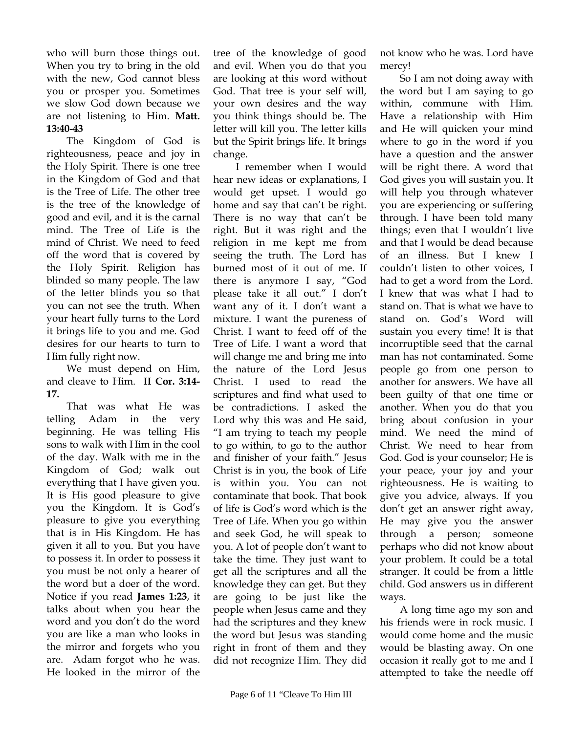who will burn those things out. When you try to bring in the old with the new, God cannot bless you or prosper you. Sometimes we slow God down because we are not listening to Him. **Matt. 13:40-43**

The Kingdom of God is righteousness, peace and joy in the Holy Spirit. There is one tree in the Kingdom of God and that is the Tree of Life. The other tree is the tree of the knowledge of good and evil, and it is the carnal mind. The Tree of Life is the mind of Christ. We need to feed off the word that is covered by the Holy Spirit. Religion has blinded so many people. The law of the letter blinds you so that you can not see the truth. When your heart fully turns to the Lord it brings life to you and me. God desires for our hearts to turn to Him fully right now.

We must depend on Him, and cleave to Him. **II Cor. 3:14-17.**

That was what He was telling Adam in the very beginning. He was telling His sons to walk with Him in the cool of the day. Walk with me in the Kingdom of God; walk out everything that I have given you. It is His good pleasure to give you the Kingdom. It is God's pleasure to give you everything that is in His Kingdom. He has given it all to you. But you have to possess it. In order to possess it you must be not only a hearer of the word but a doer of the word. Notice if you read **James 1:23**, it talks about when you hear the word and you don't do the word you are like a man who looks in the mirror and forgets who you are. Adam forgot who he was. He looked in the mirror of the tree of the knowledge of good and evil. When you do that you are looking at this word without God. That tree is your self will, your own desires and the way you think things should be. The letter will kill you. The letter kills but the Spirit brings life. It brings change.

I remember when I would hear new ideas or explanations, I would get upset. I would go home and say that can't be right. There is no way that can't be right. But it was right and the religion in me kept me from seeing the truth. The Lord has burned most of it out of me. If there is anymore I say, "God please take it all out." I don't want any of it. I don't want a mixture. I want the pureness of Christ. I want to feed off of the Tree of Life. I want a word that will change me and bring me into the nature of the Lord Jesus Christ. I used to read the scriptures and find what used to be contradictions. I asked the Lord why this was and He said, "I am trying to teach my people to go within, to go to the author and finisher of your faith." Jesus Christ is in you, the book of Life is within you. You can not contaminate that book. That book of life is God's word which is the Tree of Life. When you go within and seek God, he will speak to you. A lot of people don't want to take the time. They just want to get all the scriptures and all the knowledge they can get. But they are going to be just like the people when Jesus came and they had the scriptures and they knew the word but Jesus was standing right in front of them and they did not recognize Him. They did not know who he was. Lord have mercy!

So I am not doing away with the word but I am saying to go within, commune with Him. Have a relationship with Him and He will quicken your mind where to go in the word if you have a question and the answer will be right there. A word that God gives you will sustain you. It will help you through whatever you are experiencing or suffering through. I have been told many things; even that I wouldn't live and that I would be dead because of an illness. But I knew I couldn't listen to other voices, I had to get a word from the Lord. I knew that was what I had to stand on. That is what we have to stand on. God's Word will sustain you every time! It is that incorruptible seed that the carnal man has not contaminated. Some people go from one person to another for answers. We have all been guilty of that one time or another. When you do that you bring about confusion in your mind. We need the mind of Christ. We need to hear from God. God is your counselor; He is your peace, your joy and your righteousness. He is waiting to give you advice, always. If you don't get an answer right away, He may give you the answer through a person; someone perhaps who did not know about your problem. It could be a total stranger. It could be from a little child. God answers us in different ways.

A long time ago my son and his friends were in rock music. I would come home and the music would be blasting away. On one occasion it really got to me and I attempted to take the needle off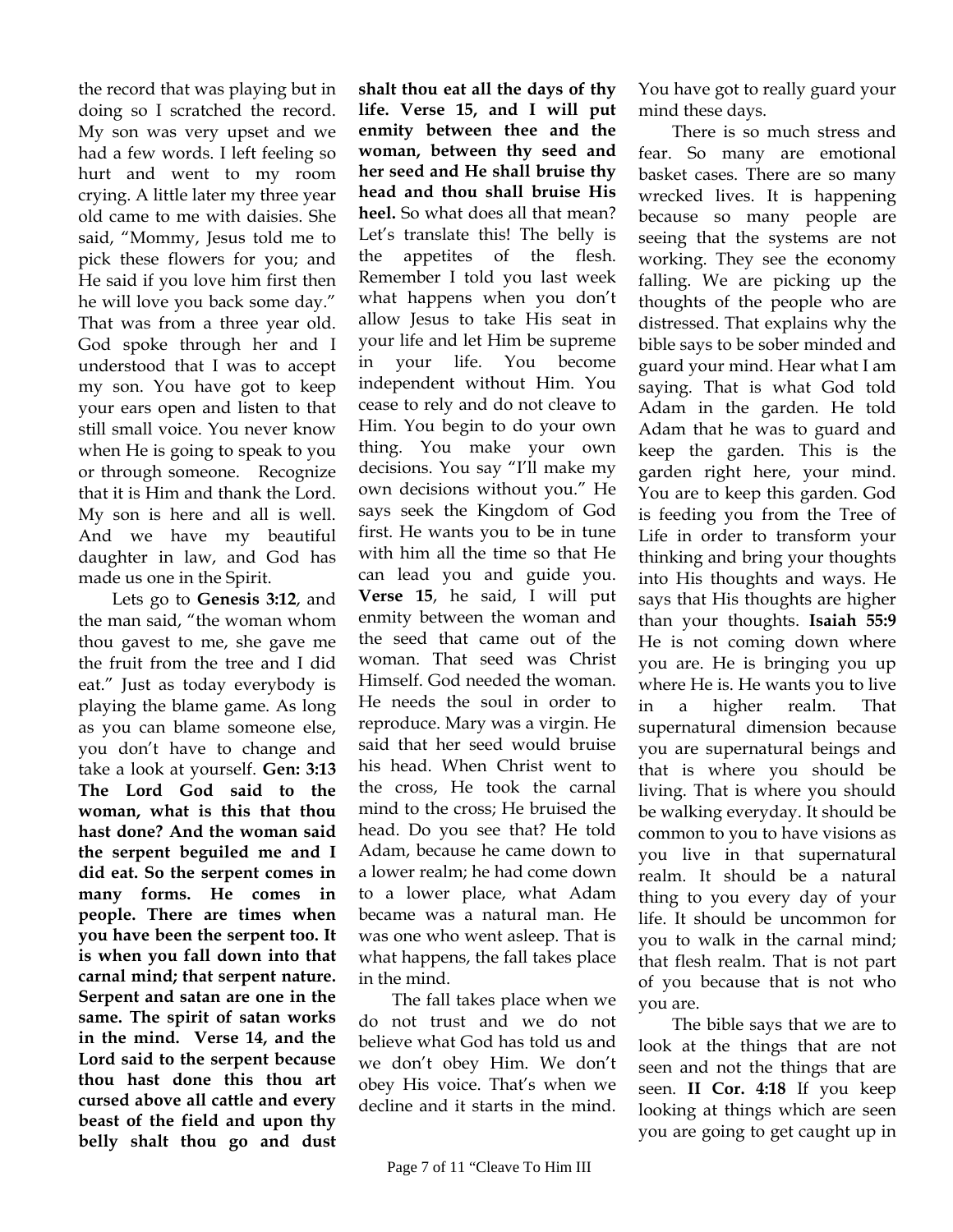the record that was playing but in doing so I scratched the record. My son was very upset and we had a few words. I left feeling so hurt and went to my room crying. A little later my three year old came to me with daisies. She said, "Mommy, Jesus told me to pick these flowers for you; and He said if you love him first then he will love you back some day." That was from a three year old. God spoke through her and I understood that I was to accept my son. You have got to keep your ears open and listen to that still small voice. You never know when He is going to speak to you or through someone. Recognize that it is Him and thank the Lord. My son is here and all is well. And we have my beautiful daughter in law, and God has made us one in the Spirit.

Lets go to **Genesis 3:12**, and the man said, "the woman whom thou gavest to me, she gave me the fruit from the tree and I did eat." Just as today everybody is playing the blame game. As long as you can blame someone else, you don't have to change and take a look at yourself. **Gen: 3:13 The Lord God said to the woman, what is this that thou hast done? And the woman said the serpent beguiled me and I did eat. So the serpent comes in many forms. He comes in people. There are times when you have been the serpent too. It is when you fall down into that carnal mind; that serpent nature. Serpent and satan are one in the same. The spirit of satan works in the mind. Verse 14, and the Lord said to the serpent because thou hast done this thou art cursed above all cattle and every beast of the field and upon thy belly shalt thou go and dust shalt thou eat all the days of thy life. Verse 15, and I will put enmity between thee and the woman, between thy seed and her seed and He shall bruise thy head and thou shall bruise His heel.** So what does all that mean? Let's translate this! The belly is the appetites of the flesh. Remember I told you last week what happens when you don't allow Jesus to take His seat in your life and let Him be supreme in your life. You become independent without Him. You cease to rely and do not cleave to Him. You begin to do your own thing. You make your own decisions. You say "I'll make my own decisions without you." He says seek the Kingdom of God first. He wants you to be in tune with him all the time so that He can lead you and guide you. **Verse 15**, he said, I will put enmity between the woman and the seed that came out of the woman. That seed was Christ Himself. God needed the woman. He needs the soul in order to reproduce. Mary was a virgin. He said that her seed would bruise his head. When Christ went to the cross, He took the carnal mind to the cross; He bruised the head. Do you see that? He told Adam, because he came down to a lower realm; he had come down to a lower place, what Adam became was a natural man. He was one who went asleep. That is what happens, the fall takes place in the mind.

The fall takes place when we do not trust and we do not believe what God has told us and we don't obey Him. We don't obey His voice. That's when we decline and it starts in the mind. You have got to really guard your mind these days.

There is so much stress and fear. So many are emotional basket cases. There are so many wrecked lives. It is happening because so many people are seeing that the systems are not working. They see the economy falling. We are picking up the thoughts of the people who are distressed. That explains why the bible says to be sober minded and guard your mind. Hear what I am saying. That is what God told Adam in the garden. He told Adam that he was to guard and keep the garden. This is the garden right here, your mind. You are to keep this garden. God is feeding you from the Tree of Life in order to transform your thinking and bring your thoughts into His thoughts and ways. He says that His thoughts are higher than your thoughts. **Isaiah 55:9** He is not coming down where you are. He is bringing you up where He is. He wants you to live in a higher realm. That supernatural dimension because you are supernatural beings and that is where you should be living. That is where you should be walking everyday. It should be common to you to have visions as you live in that supernatural realm. It should be a natural thing to you every day of your life. It should be uncommon for you to walk in the carnal mind; that flesh realm. That is not part of you because that is not who you are.

The bible says that we are to look at the things that are not seen and not the things that are seen. **II Cor. 4:18** If you keep looking at things which are seen you are going to get caught up in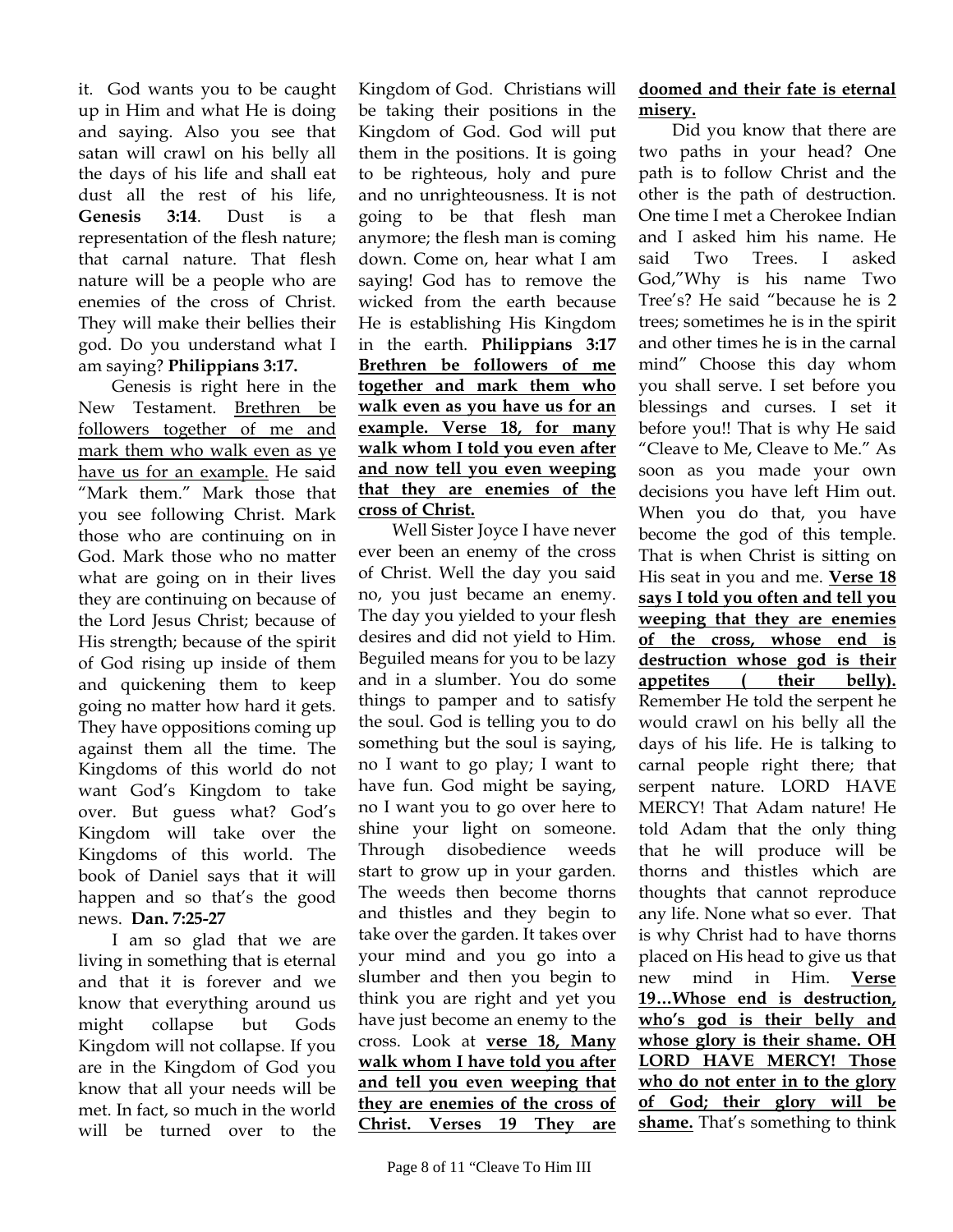it. God wants you to be caught up in Him and what He is doing and saying. Also you see that satan will crawl on his belly all the days of his life and shall eat dust all the rest of his life, **Genesis 3:14**. Dust is a representation of the flesh nature; that carnal nature. That flesh nature will be a people who are enemies of the cross of Christ. They will make their bellies their god. Do you understand what I am saying? **Philippians 3:17.**

Genesis is right here in the New Testament. <u>Brethren be followers together of me and mark them who walk even as ye have us for an example.</u> He said "Mark them." Mark those that you see following Christ. Mark those who are continuing on in God. Mark those who no matter what are going on in their lives they are continuing on because of the Lord Jesus Christ; because of His strength; because of the spirit of God rising up inside of them and quickening them to keep going no matter how hard it gets. They have oppositions coming up against them all the time. The Kingdoms of this world do not want God's Kingdom to take over. But guess what? God's Kingdom will take over the Kingdoms of this world. The book of Daniel says that it will happen and so that's the good news. **Dan. 7:25-27**

I am so glad that we are living in something that is eternal and that it is forever and we know that everything around us might collapse but Gods Kingdom will not collapse. If you are in the Kingdom of God you know that all your needs will be met. In fact, so much in the world will be turned over to the Kingdom of God. Christians will be taking their positions in the Kingdom of God. God will put them in the positions. It is going to be righteous, holy and pure and no unrighteousness. It is not going to be that flesh man anymore; the flesh man is coming down. Come on, hear what I am saying! God has to remove the wicked from the earth because He is establishing His Kingdom in the earth. **Philippians 3:17 <u>Brethren be followers of me together and mark them who walk even as you have us for an example. Verse 18, for many walk whom I told you even after and now tell you even weeping that they are enemies of the cross of Christ.</u>**

Well Sister Joyce I have never ever been an enemy of the cross of Christ. Well the day you said no, you just became an enemy. The day you yielded to your flesh desires and did not yield to Him. Beguiled means for you to be lazy and in a slumber. You do some things to pamper and to satisfy the soul. God is telling you to do something but the soul is saying, no I want to go play; I want to have fun. God might be saying, no I want you to go over here to shine your light on someone. Through disobedience weeds start to grow up in your garden. The weeds then become thorns and thistles and they begin to take over the garden. It takes over your mind and you go into a slumber and then you begin to think you are right and yet you have just become an enemy to the cross. Look at **<u>verse 18, Many walk whom I have told you after and tell you even weeping that they are enemies of the cross of Christ. Verses 19 They are doomed and their fate is eternal misery.</u>**

Did you know that there are two paths in your head? One path is to follow Christ and the other is the path of destruction. One time I met a Cherokee Indian and I asked him his name. He said Two Trees. I asked God,"Why is his name Two Tree's? He said "because he is 2 trees; sometimes he is in the spirit and other times he is in the carnal mind" Choose this day whom you shall serve. I set before you blessings and curses. I set it before you!! That is why He said "Cleave to Me, Cleave to Me." As soon as you made your own decisions you have left Him out. When you do that, you have become the god of this temple. That is when Christ is sitting on His seat in you and me. **<u>Verse 18 says I told you often and tell you weeping that they are enemies of the cross, whose end is destruction whose god is their appetites ( their belly).</u>** Remember He told the serpent he would crawl on his belly all the days of his life. He is talking to carnal people right there; that serpent nature. LORD HAVE MERCY! That Adam nature! He told Adam that the only thing that he will produce will be thorns and thistles which are thoughts that cannot reproduce any life. None what so ever. That is why Christ had to have thorns placed on His head to give us that new mind in Him. **<u>Verse 19…Whose end is destruction, who's god is their belly and whose glory is their shame. OH LORD HAVE MERCY! Those who do not enter in to the glory of God; their glory will be shame.</u>** That's something to think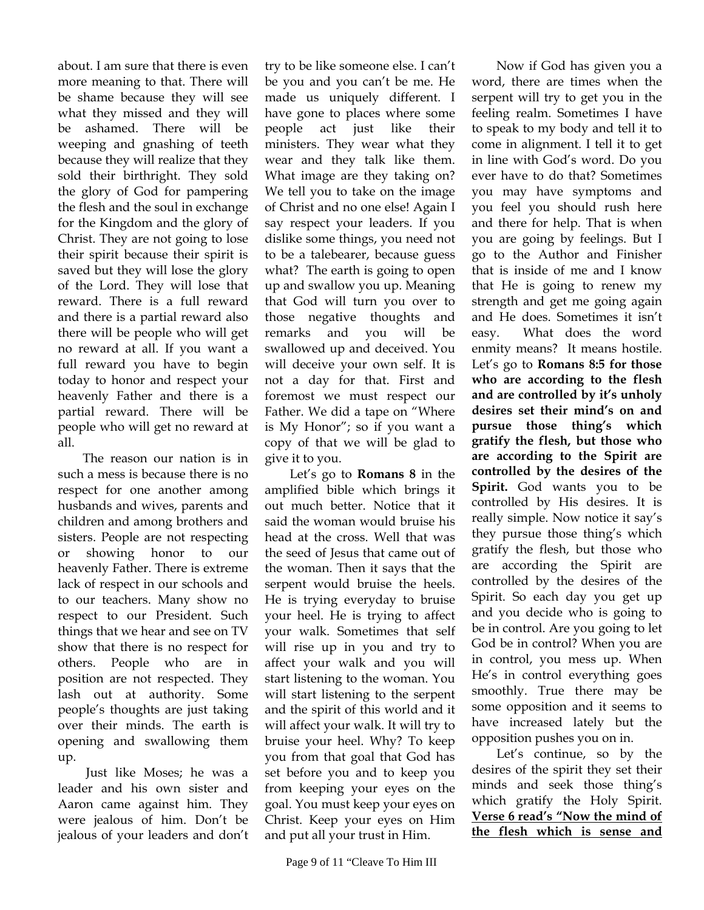about. I am sure that there is even more meaning to that. There will be shame because they will see what they missed and they will be ashamed. There will be weeping and gnashing of teeth because they will realize that they sold their birthright. They sold the glory of God for pampering the flesh and the soul in exchange for the Kingdom and the glory of Christ. They are not going to lose their spirit because their spirit is saved but they will lose the glory of the Lord. They will lose that reward. There is a full reward and there is a partial reward also there will be people who will get no reward at all. If you want a full reward you have to begin today to honor and respect your heavenly Father and there is a partial reward. There will be people who will get no reward at all.

The reason our nation is in such a mess is because there is no respect for one another among husbands and wives, parents and children and among brothers and sisters. People are not respecting or showing honor to our heavenly Father. There is extreme lack of respect in our schools and to our teachers. Many show no respect to our President. Such things that we hear and see on TV show that there is no respect for others. People who are in position are not respected. They lash out at authority. Some people's thoughts are just taking over their minds. The earth is opening and swallowing them up.

Just like Moses; he was a leader and his own sister and Aaron came against him. They were jealous of him. Don't be jealous of your leaders and don't try to be like someone else. I can't be you and you can't be me. He made us uniquely different. I have gone to places where some people act just like their ministers. They wear what they wear and they talk like them. What image are they taking on? We tell you to take on the image of Christ and no one else! Again I say respect your leaders. If you dislike some things, you need not to be a talebearer, because guess what? The earth is going to open up and swallow you up. Meaning that God will turn you over to those negative thoughts and remarks and you will be swallowed up and deceived. You will deceive your own self. It is not a day for that. First and foremost we must respect our Father. We did a tape on "Where is My Honor"; so if you want a copy of that we will be glad to give it to you.

Let's go to **Romans 8** in the amplified bible which brings it out much better. Notice that it said the woman would bruise his head at the cross. Well that was the seed of Jesus that came out of the woman. Then it says that the serpent would bruise the heels. He is trying everyday to bruise your heel. He is trying to affect your walk. Sometimes that self will rise up in you and try to affect your walk and you will start listening to the woman. You will start listening to the serpent and the spirit of this world and it will affect your walk. It will try to bruise your heel. Why? To keep you from that goal that God has set before you and to keep you from keeping your eyes on the goal. You must keep your eyes on Christ. Keep your eyes on Him and put all your trust in Him.

Now if God has given you a word, there are times when the serpent will try to get you in the feeling realm. Sometimes I have to speak to my body and tell it to come in alignment. I tell it to get in line with God's word. Do you ever have to do that? Sometimes you may have symptoms and you feel you should rush here and there for help. That is when you are going by feelings. But I go to the Author and Finisher that is inside of me and I know that He is going to renew my strength and get me going again and He does. Sometimes it isn't easy. What does the word enmity means? It means hostile. Let's go to **Romans 8:5 for those who are according to the flesh and are controlled by it's unholy desires set their mind's on and pursue those thing's which gratify the flesh, but those who are according to the Spirit are controlled by the desires of the Spirit.** God wants you to be controlled by His desires. It is really simple. Now notice it say's they pursue those thing's which gratify the flesh, but those who are according the Spirit are controlled by the desires of the Spirit. So each day you get up and you decide who is going to be in control. Are you going to let God be in control? When you are in control, you mess up. When He's in control everything goes smoothly. True there may be some opposition and it seems to have increased lately but the opposition pushes you on in.

Let's continue, so by the desires of the spirit they set their minds and seek those thing's which gratify the Holy Spirit. <u>**Verse 6 read's "Now the mind of the flesh which is sense and**</u>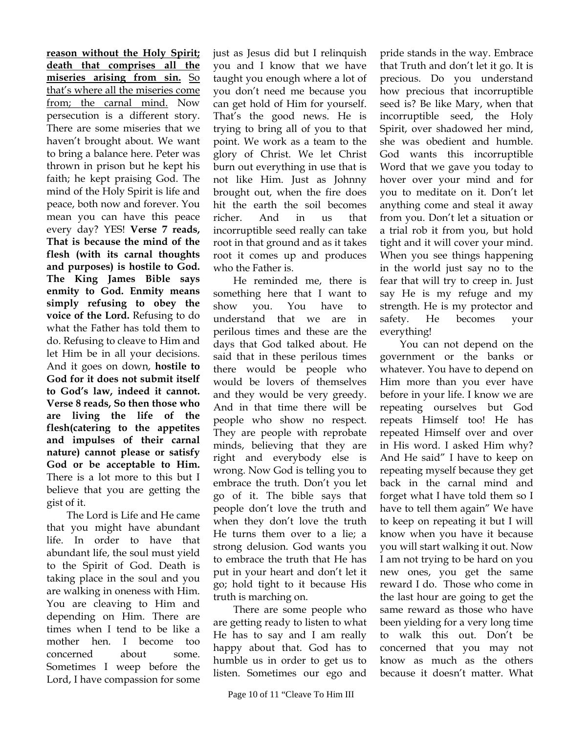**<u>reason without the Holy Spirit; death that comprises all the miseries arising from sin.</u>** <u>So that's where all the miseries come from; the carnal mind.</u> Now persecution is a different story. There are some miseries that we haven't brought about. We want to bring a balance here. Peter was thrown in prison but he kept his faith; he kept praising God. The mind of the Holy Spirit is life and peace, both now and forever. You mean you can have this peace every day? YES! **Verse 7 reads, That is because the mind of the flesh (with its carnal thoughts and purposes) is hostile to God. The King James Bible says enmity to God. Enmity means simply refusing to obey the voice of the Lord.** Refusing to do what the Father has told them to do. Refusing to cleave to Him and let Him be in all your decisions. And it goes on down, **hostile to God for it does not submit itself to God's law, indeed it cannot. Verse 8 reads, So then those who are living the life of the flesh(catering to the appetites and impulses of their carnal nature) cannot please or satisfy God or be acceptable to Him.** There is a lot more to this but I believe that you are getting the gist of it.

The Lord is Life and He came that you might have abundant life. In order to have that abundant life, the soul must yield to the Spirit of God. Death is taking place in the soul and you are walking in oneness with Him. You are cleaving to Him and depending on Him. There are times when I tend to be like a mother hen. I become too concerned about some. Sometimes I weep before the Lord, I have compassion for some just as Jesus did but I relinquish you and I know that we have taught you enough where a lot of you don't need me because you can get hold of Him for yourself. That's the good news. He is trying to bring all of you to that point. We work as a team to the glory of Christ. We let Christ burn out everything in use that is not like Him. Just as Johnny brought out, when the fire does hit the earth the soil becomes richer. And in us that incorruptible seed really can take root in that ground and as it takes root it comes up and produces who the Father is.

He reminded me, there is something here that I want to show you. You have to understand that we are in perilous times and these are the days that God talked about. He said that in these perilous times there would be people who would be lovers of themselves and they would be very greedy. And in that time there will be people who show no respect. They are people with reprobate minds, believing that they are right and everybody else is wrong. Now God is telling you to embrace the truth. Don't you let go of it. The bible says that people don't love the truth and when they don't love the truth He turns them over to a lie; a strong delusion. God wants you to embrace the truth that He has put in your heart and don't let it go; hold tight to it because His truth is marching on.

There are some people who are getting ready to listen to what He has to say and I am really happy about that. God has to humble us in order to get us to listen. Sometimes our ego and pride stands in the way. Embrace that Truth and don't let it go. It is precious. Do you understand how precious that incorruptible seed is? Be like Mary, when that incorruptible seed, the Holy Spirit, over shadowed her mind, she was obedient and humble. God wants this incorruptible Word that we gave you today to hover over your mind and for you to meditate on it. Don't let anything come and steal it away from you. Don't let a situation or a trial rob it from you, but hold tight and it will cover your mind. When you see things happening in the world just say no to the fear that will try to creep in. Just say He is my refuge and my strength. He is my protector and safety. He becomes your everything!

You can not depend on the government or the banks or whatever. You have to depend on Him more than you ever have before in your life. I know we are repeating ourselves but God repeats Himself too! He has repeated Himself over and over in His word. I asked Him why? And He said" I have to keep on repeating myself because they get back in the carnal mind and forget what I have told them so I have to tell them again" We have to keep on repeating it but I will know when you have it because you will start walking it out. Now I am not trying to be hard on you new ones, you get the same reward I do. Those who come in the last hour are going to get the same reward as those who have been yielding for a very long time to walk this out. Don't be concerned that you may not know as much as the others because it doesn't matter. What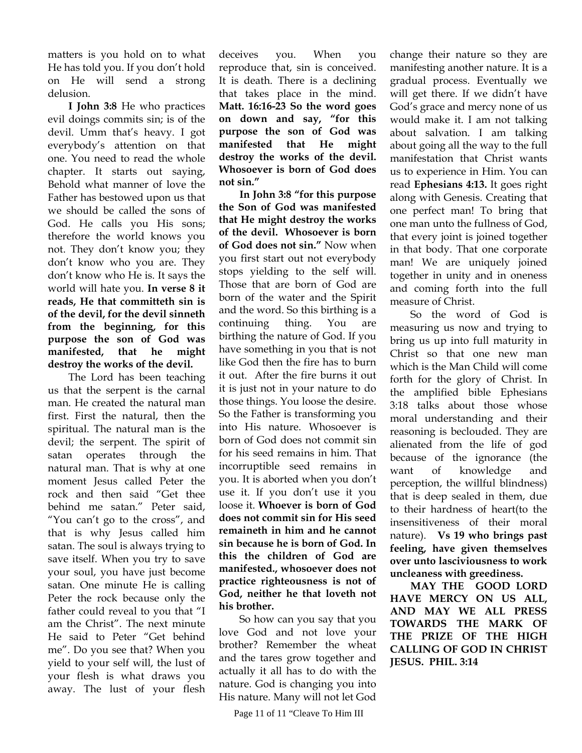matters is you hold on to what He has told you. If you don't hold on He will send a strong delusion.

**I John 3:8** He who practices evil doings commits sin; is of the devil. Umm that's heavy. I got everybody's attention on that one. You need to read the whole chapter. It starts out saying, Behold what manner of love the Father has bestowed upon us that we should be called the sons of God. He calls you His sons; therefore the world knows you not. They don't know you; they don't know who you are. They don't know who He is. It says the world will hate you. **In verse 8 it reads, He that committeth sin is of the devil, for the devil sinneth from the beginning, for this purpose the son of God was manifested, that he might destroy the works of the devil.**

The Lord has been teaching us that the serpent is the carnal man. He created the natural man first. First the natural, then the spiritual. The natural man is the devil; the serpent. The spirit of satan operates through the natural man. That is why at one moment Jesus called Peter the rock and then said "Get thee behind me satan." Peter said, "You can't go to the cross", and that is why Jesus called him satan. The soul is always trying to save itself. When you try to save your soul, you have just become satan. One minute He is calling Peter the rock because only the father could reveal to you that "I am the Christ". The next minute He said to Peter "Get behind me". Do you see that? When you yield to your self will, the lust of your flesh is what draws you away. The lust of your flesh deceives you. When you reproduce that, sin is conceived. It is death. There is a declining that takes place in the mind. **Matt. 16:16-23 So the word goes on down and say, "for this purpose the son of God was manifested that He might destroy the works of the devil. Whosoever is born of God does not sin."**

**In John 3:8 "for this purpose the Son of God was manifested that He might destroy the works of the devil. Whosoever is born of God does not sin."** Now when you first start out not everybody stops yielding to the self will. Those that are born of God are born of the water and the Spirit and the word. So this birthing is a continuing thing. You are birthing the nature of God. If you have something in you that is not like God then the fire has to burn it out. After the fire burns it out it is just not in your nature to do those things. You loose the desire. So the Father is transforming you into His nature. Whosoever is born of God does not commit sin for his seed remains in him. That incorruptible seed remains in you. It is aborted when you don't use it. If you don't use it you loose it. **Whoever is born of God does not commit sin for His seed remaineth in him and he cannot sin because he is born of God. In this the children of God are manifested., whosoever does not practice righteousness is not of God, neither he that loveth not his brother.**

So how can you say that you love God and not love your brother? Remember the wheat and the tares grow together and actually it all has to do with the nature. God is changing you into His nature. Many will not let God change their nature so they are manifesting another nature. It is a gradual process. Eventually we will get there. If we didn't have God's grace and mercy none of us would make it. I am not talking about salvation. I am talking about going all the way to the full manifestation that Christ wants us to experience in Him. You can read **Ephesians 4:13.** It goes right along with Genesis. Creating that one perfect man! To bring that one man unto the fullness of God, that every joint is joined together in that body. That one corporate man! We are uniquely joined together in unity and in oneness and coming forth into the full measure of Christ.

So the word of God is measuring us now and trying to bring us up into full maturity in Christ so that one new man which is the Man Child will come forth for the glory of Christ. In the amplified bible Ephesians 3:18 talks about those whose moral understanding and their reasoning is beclouded. They are alienated from the life of god because of the ignorance (the want of knowledge and perception, the willful blindness) that is deep sealed in them, due to their hardness of heart(to the insensitiveness of their moral nature). **Vs 19 who brings past feeling, have given themselves over unto lasciviousness to work uncleaness with greediness.**

**MAY THE GOOD LORD HAVE MERCY ON US ALL, AND MAY WE ALL PRESS TOWARDS THE MARK OF THE PRIZE OF THE HIGH CALLING OF GOD IN CHRIST JESUS. PHIL. 3:14**